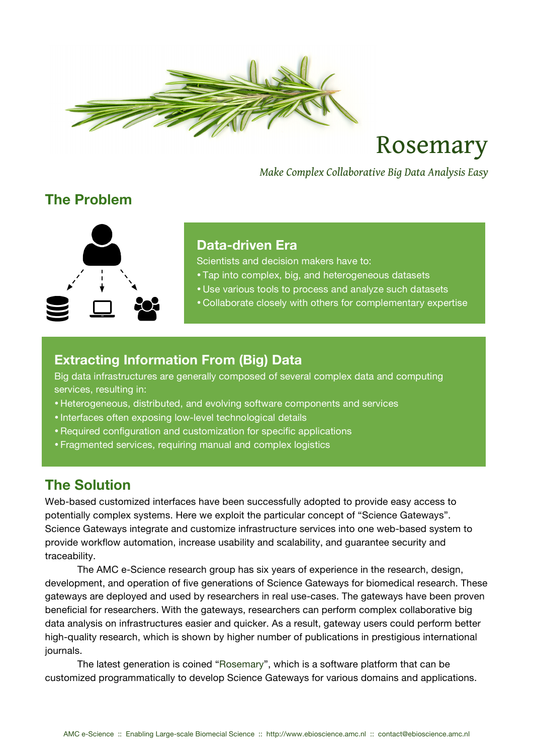# Rosemary

*Make Complex Collaborative Big Data Analysis Easy*

## The Problem

### Data-driven Era

Scientists and decision makers have to:

- Tap into complex, big, and heterogeneous datasets
- Use various tools to process and analyze such datasets
- Collaborate closely with others for complementary expertise

### Extracting Information From (Big) Data

Big data infrastructures are generally composed of several complex data and computing services, resulting in:

- Heterogeneous, distributed, and evolving software components and services
- Interfaces often exposing low-level technological details
- Required configuration and customization for specific applications
- Fragmented services, requiring manual and complex logistics

## The Solution

Web-based customized interfaces have been successfully adopted to provide easy access to potentially complex systems. Here we exploit the particular concept of "Science Gateways". Science Gateways integrate and customize infrastructure services into one web-based system to provide workflow automation, increase usability and scalability, and guarantee security and traceability.

The AMC e-Science research group has six years of experience in the research, design, development, and operation of five generations of Science Gateways for biomedical research. These gateways are deployed and used by researchers in real use-cases. The gateways have been proven beneficial for researchers. With the gateways, researchers can perform complex collaborative big data analysis on infrastructures easier and quicker. As a result, gateway users could perform better high-quality research, which is shown by higher number of publications in prestigious international journals.

The latest generation is coined "Rosemary", which is a software platform that can be customized programmatically to develop Science Gateways for various domains and applications.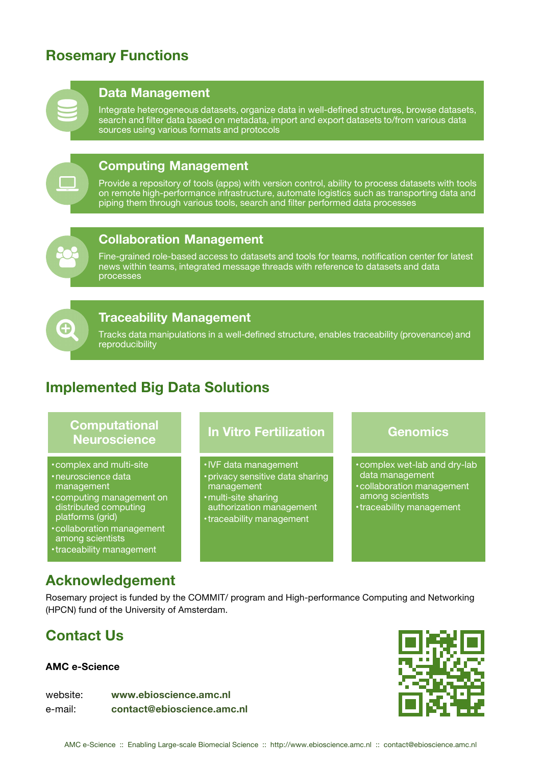## Rosemary Functions

### Data Management

Integrate heterogeneous datasets, organize data in well-defined structures, browse datasets, search and filter data based on metadata, import and export datasets to/from various data sources using various formats and protocols

### Computing Management

Provide a repository of tools (apps) with version control, ability to process datasets with tools on remote high-performance infrastructure, automate logistics such as transporting data and piping them through various tools, search and filter performed data processes

### Collaboration Management

Fine-grained role-based access to datasets and tools for teams, notification center for latest news within teams, integrated message threads with reference to datasets and data processes

### Traceability Management

Tracks data manipulations in a well-defined structure, enables traceability (provenance) and reproducibility

## Implemented Big Data Solutions

### Computational Neuroscience

- complex and multi-site
- neuroscience data management
- computing management on distributed computing platforms (grid)
- collaboration management among scientists
- traceability management

### In Vitro Fertilization

- IVF data management
- privacy sensitive data sharing management
- multi-site sharing authorization management
- traceability management

### Genomics

- complex wet-lab and dry-lab data management
- collaboration management among scientists
- traceability management

## Acknowledgement

Rosemary project is funded by the COMMIT/ program and High-performance Computing and Networking (HPCN) fund of the University of Amsterdam.

## Contact Us

**AMC e-Science**

website: **www.ebioscience.amc.nl**
e-mail: **contact@ebioscience.amc.nl**